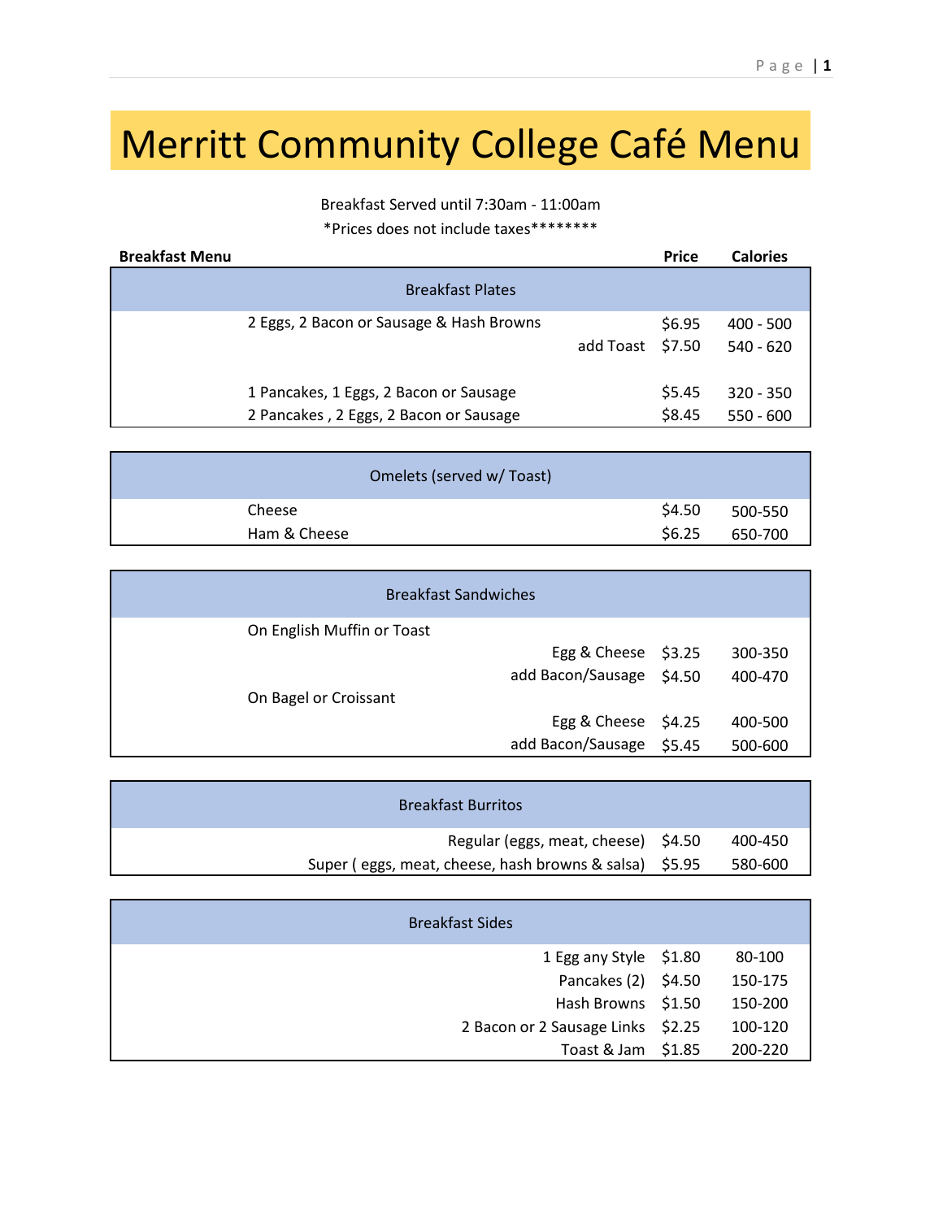# Merritt Community College Café Menu

Breakfast Served until 7:30am - 11:00am

*Prices does not include taxes********

| Breakfast Menu | | Price | Calories |
|---|---|---|---|
| **Breakfast Plates** | | | |
| 2 Eggs, 2 Bacon or Sausage & Hash Browns | | $6.95 | 400 - 500 |
| | add Toast | $7.50 | 540 - 620 |
| 1 Pancakes, 1 Eggs, 2 Bacon or Sausage | | $5.45 | 320 - 350 |
| 2 Pancakes , 2 Eggs, 2 Bacon or Sausage | | $8.45 | 550 - 600 |
| **Omelets (served w/ Toast)** | | | |
| Cheese | | $4.50 | 500-550 |
| Ham & Cheese | | $6.25 | 650-700 |
| **Breakfast Sandwiches** | | | |
| On English Muffin or Toast | | | |
| | Egg & Cheese | $3.25 | 300-350 |
| | add Bacon/Sausage | $4.50 | 400-470 |
| On Bagel or Croissant | | | |
| | Egg & Cheese | $4.25 | 400-500 |
| | add Bacon/Sausage | $5.45 | 500-600 |
| **Breakfast Burritos** | | | |
| | Regular (eggs, meat, cheese) | $4.50 | 400-450 |
| | Super ( eggs, meat, cheese, hash browns & salsa) | $5.95 | 580-600 |
| **Breakfast Sides** | | | |
| | 1 Egg any Style | $1.80 | 80-100 |
| | Pancakes (2) | $4.50 | 150-175 |
| | Hash Browns | $1.50 | 150-200 |
| | 2 Bacon or 2 Sausage Links | $2.25 | 100-120 |
| | Toast & Jam | $1.85 | 200-220 |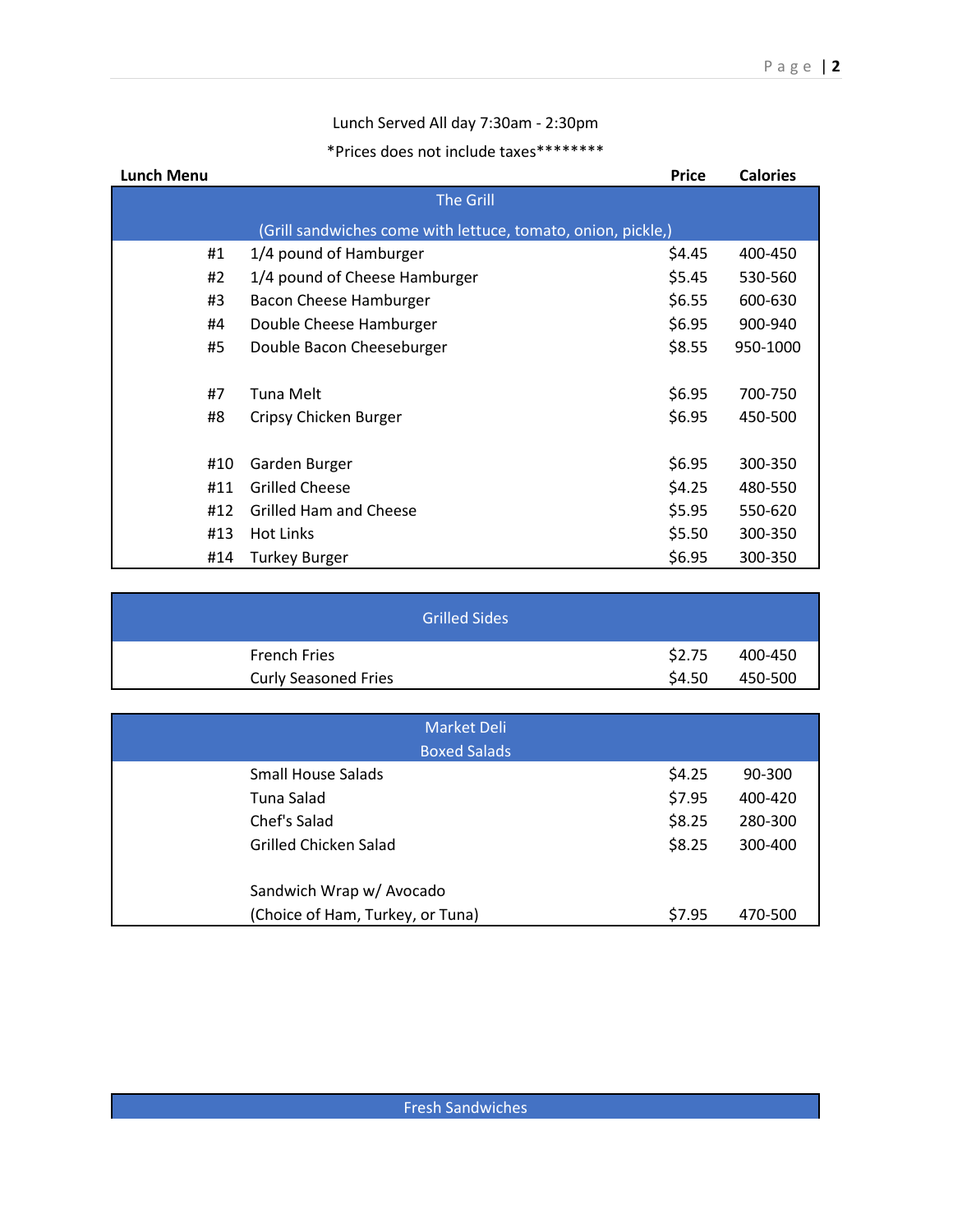Lunch Served All day 7:30am - 2:30pm

*Prices does not include taxes********

| Lunch Menu | | Price | Calories |
|---|---|---|---|
| | **The Grill** | | |
| | (Grill sandwiches come with lettuce, tomato, onion, pickle,) | | |
| #1 | 1/4 pound of Hamburger | $4.45 | 400-450 |
| #2 | 1/4 pound of Cheese Hamburger | $5.45 | 530-560 |
| #3 | Bacon Cheese Hamburger | $6.55 | 600-630 |
| #4 | Double Cheese Hamburger | $6.95 | 900-940 |
| #5 | Double Bacon Cheeseburger | $8.55 | 950-1000 |
| | | | |
| #7 | Tuna Melt | $6.95 | 700-750 |
| #8 | Cripsy Chicken Burger | $6.95 | 450-500 |
| | | | |
| #10 | Garden Burger | $6.95 | 300-350 |
| #11 | Grilled Cheese | $4.25 | 480-550 |
| #12 | Grilled Ham and Cheese | $5.95 | 550-620 |
| #13 | Hot Links | $5.50 | 300-350 |
| #14 | Turkey Burger | $6.95 | 300-350 |

| Grilled Sides | Price | Calories |
|---|---|---|
| French Fries | $2.75 | 400-450 |
| Curly Seasoned Fries | $4.50 | 450-500 |

| Market Deli<br>Boxed Salads | Price | Calories |
|---|---|---|
| Small House Salads | $4.25 | 90-300 |
| Tuna Salad | $7.95 | 400-420 |
| Chef's Salad | $8.25 | 280-300 |
| Grilled Chicken Salad | $8.25 | 300-400 |
| | | |
| Sandwich Wrap w/ Avocado<br>(Choice of Ham, Turkey, or Tuna) | $7.95 | 470-500 |

**Fresh Sandwiches**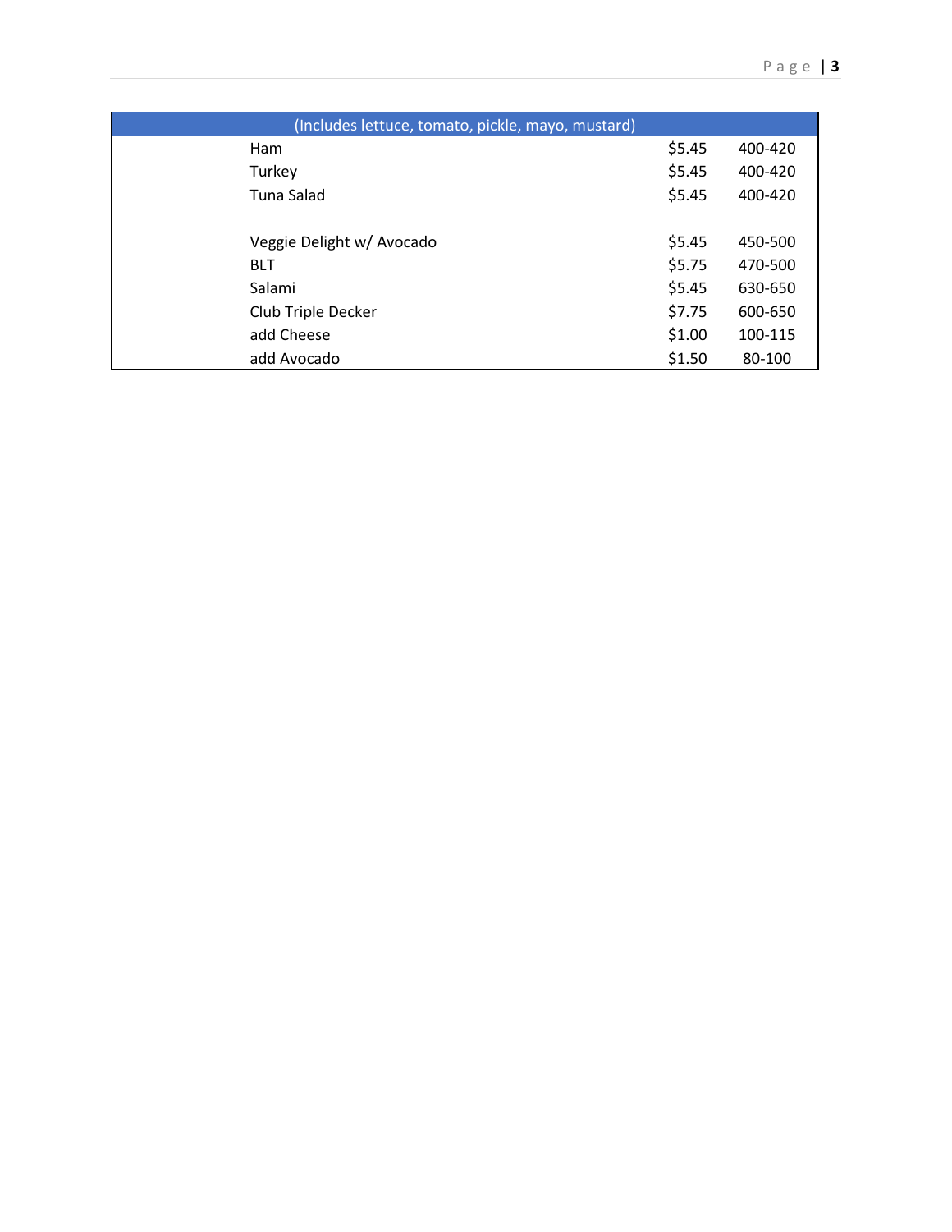| (Includes lettuce, tomato, pickle, mayo, mustard) | | |
|---|---|---|
| Ham | $5.45 | 400-420 |
| Turkey | $5.45 | 400-420 |
| Tuna Salad | $5.45 | 400-420 |
| | | |
| Veggie Delight w/ Avocado | $5.45 | 450-500 |
| BLT | $5.75 | 470-500 |
| Salami | $5.45 | 630-650 |
| Club Triple Decker | $7.75 | 600-650 |
| add Cheese | $1.00 | 100-115 |
| add Avocado | $1.50 | 80-100 |